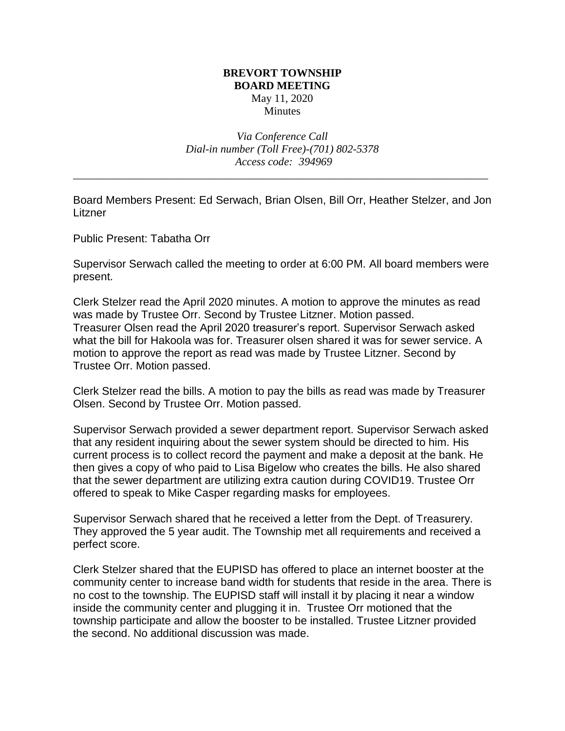**BREVORT TOWNSHIP**
**BOARD MEETING**
May 11, 2020
Minutes

*Via Conference Call*
*Dial-in number (Toll Free)-(701) 802-5378*
*Access code: 394969*

---

Board Members Present: Ed Serwach, Brian Olsen, Bill Orr, Heather Stelzer, and Jon Litzner

Public Present: Tabatha Orr

Supervisor Serwach called the meeting to order at 6:00 PM. All board members were present.

Clerk Stelzer read the April 2020 minutes. A motion to approve the minutes as read was made by Trustee Orr. Second by Trustee Litzner. Motion passed.
Treasurer Olsen read the April 2020 treasurer's report. Supervisor Serwach asked what the bill for Hakoola was for. Treasurer olsen shared it was for sewer service. A motion to approve the report as read was made by Trustee Litzner. Second by Trustee Orr. Motion passed.

Clerk Stelzer read the bills. A motion to pay the bills as read was made by Treasurer Olsen. Second by Trustee Orr. Motion passed.

Supervisor Serwach provided a sewer department report. Supervisor Serwach asked that any resident inquiring about the sewer system should be directed to him. His current process is to collect record the payment and make a deposit at the bank. He then gives a copy of who paid to Lisa Bigelow who creates the bills. He also shared that the sewer department are utilizing extra caution during COVID19. Trustee Orr offered to speak to Mike Casper regarding masks for employees.

Supervisor Serwach shared that he received a letter from the Dept. of Treasurery. They approved the 5 year audit. The Township met all requirements and received a perfect score.

Clerk Stelzer shared that the EUPISD has offered to place an internet booster at the community center to increase band width for students that reside in the area. There is no cost to the township. The EUPISD staff will install it by placing it near a window inside the community center and plugging it in. Trustee Orr motioned that the township participate and allow the booster to be installed. Trustee Litzner provided the second. No additional discussion was made.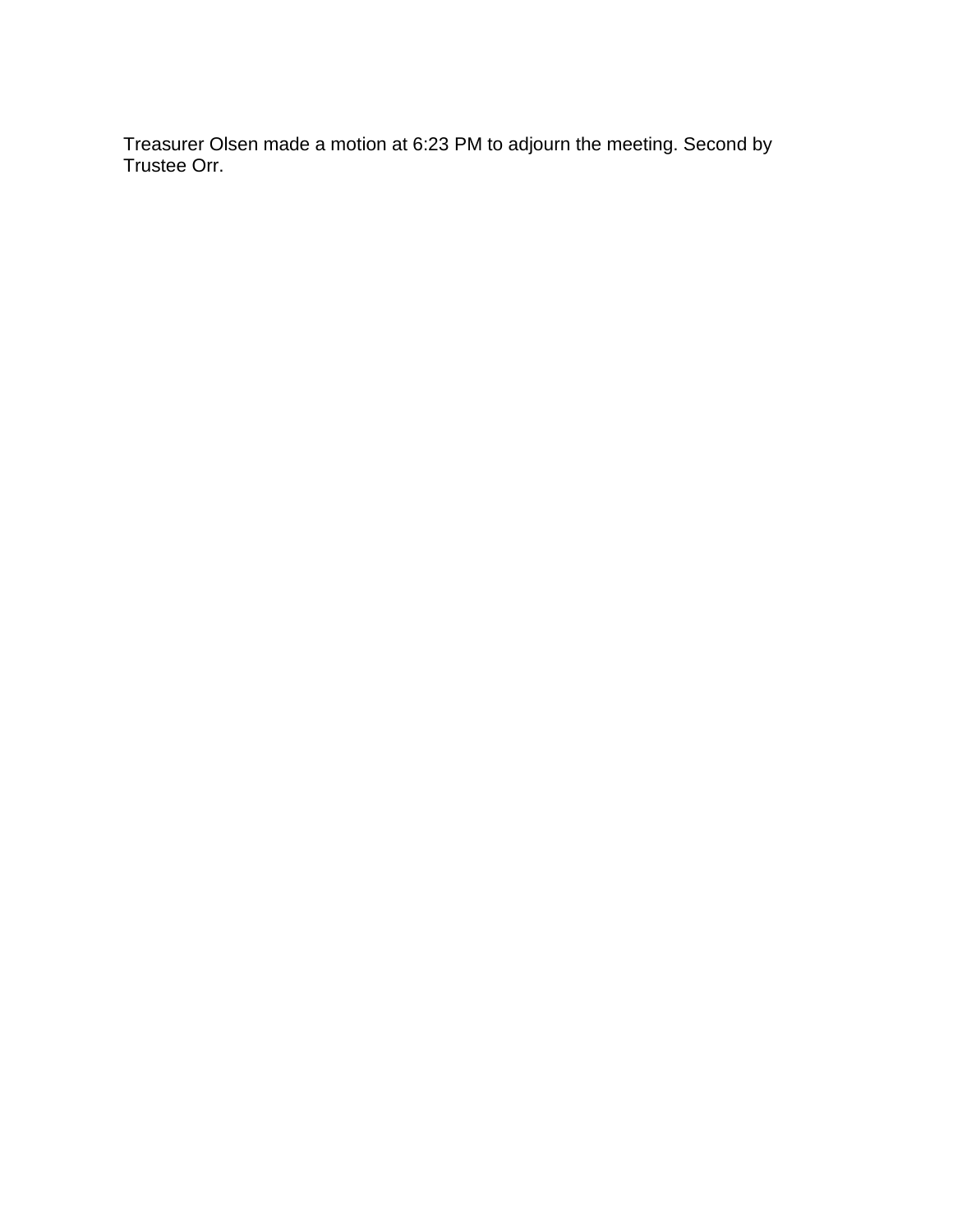Treasurer Olsen made a motion at 6:23 PM to adjourn the meeting. Second by Trustee Orr.